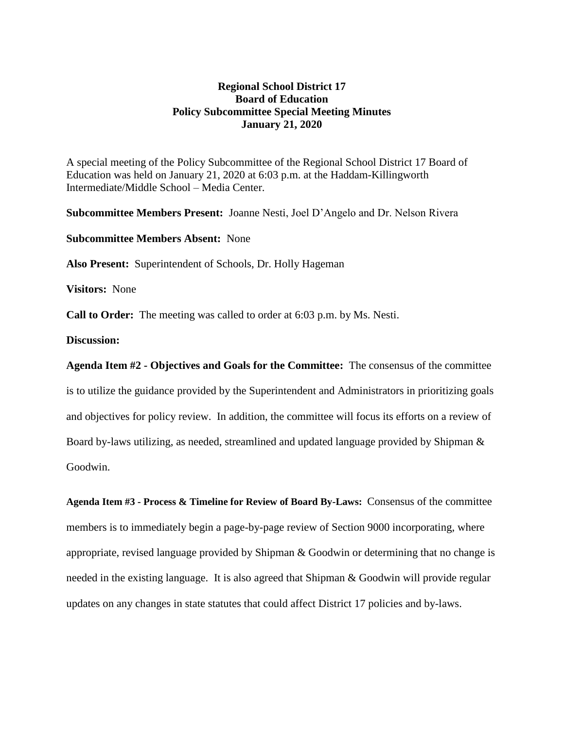**Regional School District 17**
**Board of Education**
**Policy Subcommittee Special Meeting Minutes**
**January 21, 2020**

A special meeting of the Policy Subcommittee of the Regional School District 17 Board of Education was held on January 21, 2020 at 6:03 p.m. at the Haddam-Killingworth Intermediate/Middle School – Media Center.

**Subcommittee Members Present:** Joanne Nesti, Joel D'Angelo and Dr. Nelson Rivera

**Subcommittee Members Absent:** None

**Also Present:** Superintendent of Schools, Dr. Holly Hageman

**Visitors:** None

**Call to Order:** The meeting was called to order at 6:03 p.m. by Ms. Nesti.

**Discussion:**

**Agenda Item #2 - Objectives and Goals for the Committee:** The consensus of the committee is to utilize the guidance provided by the Superintendent and Administrators in prioritizing goals and objectives for policy review. In addition, the committee will focus its efforts on a review of Board by-laws utilizing, as needed, streamlined and updated language provided by Shipman & Goodwin.

**Agenda Item #3 - Process & Timeline for Review of Board By-Laws:** Consensus of the committee members is to immediately begin a page-by-page review of Section 9000 incorporating, where appropriate, revised language provided by Shipman & Goodwin or determining that no change is needed in the existing language. It is also agreed that Shipman & Goodwin will provide regular updates on any changes in state statutes that could affect District 17 policies and by-laws.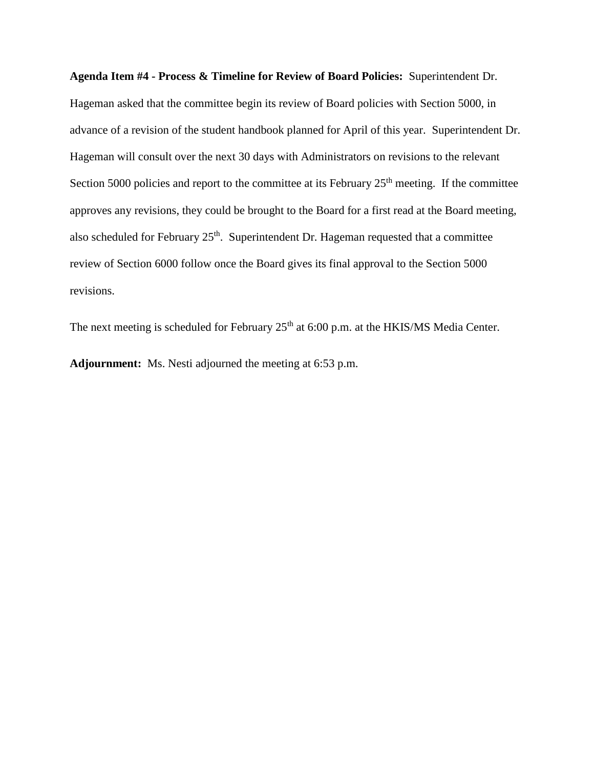**Agenda Item #4 - Process & Timeline for Review of Board Policies:** Superintendent Dr. Hageman asked that the committee begin its review of Board policies with Section 5000, in advance of a revision of the student handbook planned for April of this year. Superintendent Dr. Hageman will consult over the next 30 days with Administrators on revisions to the relevant Section 5000 policies and report to the committee at its February 25th meeting. If the committee approves any revisions, they could be brought to the Board for a first read at the Board meeting, also scheduled for February 25th. Superintendent Dr. Hageman requested that a committee review of Section 6000 follow once the Board gives its final approval to the Section 5000 revisions.

The next meeting is scheduled for February 25th at 6:00 p.m. at the HKIS/MS Media Center.

**Adjournment:** Ms. Nesti adjourned the meeting at 6:53 p.m.